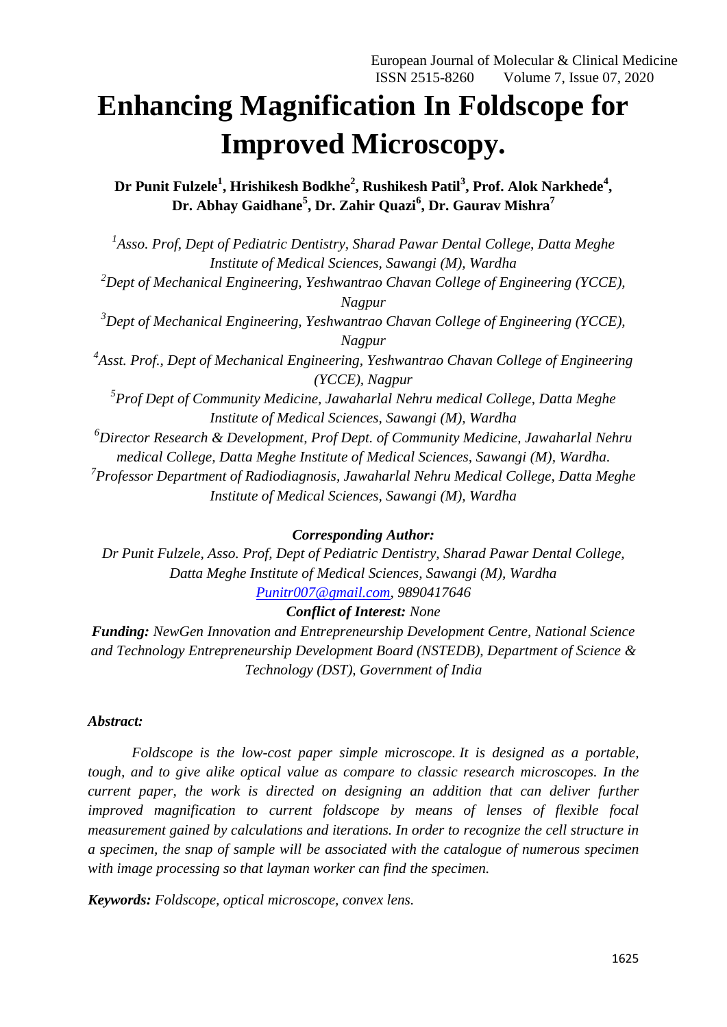# Enhancing Magnification In Foldscope for Improved Microscopy.

**Dr Punit Fulzele[1], Hrishikesh Bodkhe[2], Rushikesh Patil[3], Prof. Alok Narkhede[4], Dr. Abhay Gaidhane[5], Dr. Zahir Quazi[6], Dr. Gaurav Mishra[7]**

[1]*Asso. Prof, Dept of Pediatric Dentistry, Sharad Pawar Dental College, Datta Meghe Institute of Medical Sciences, Sawangi (M), Wardha*

[2]*Dept of Mechanical Engineering, Yeshwantrao Chavan College of Engineering (YCCE), Nagpur*

[3]*Dept of Mechanical Engineering, Yeshwantrao Chavan College of Engineering (YCCE), Nagpur*

[4]*Asst. Prof., Dept of Mechanical Engineering, Yeshwantrao Chavan College of Engineering (YCCE), Nagpur*

[5]*Prof Dept of Community Medicine, Jawaharlal Nehru medical College, Datta Meghe Institute of Medical Sciences, Sawangi (M), Wardha*

[6]*Director Research & Development, Prof Dept. of Community Medicine, Jawaharlal Nehru medical College, Datta Meghe Institute of Medical Sciences, Sawangi (M), Wardha.*

[7]*Professor Department of Radiodiagnosis, Jawaharlal Nehru Medical College, Datta Meghe Institute of Medical Sciences, Sawangi (M), Wardha*

***Corresponding Author:***
*Dr Punit Fulzele, Asso. Prof, Dept of Pediatric Dentistry, Sharad Pawar Dental College, Datta Meghe Institute of Medical Sciences, Sawangi (M), Wardha*
*Punitr007@gmail.com, 9890417646*

***Conflict of Interest:*** *None*

***Funding:*** *NewGen Innovation and Entrepreneurship Development Centre, National Science and Technology Entrepreneurship Development Board (NSTEDB), Department of Science & Technology (DST), Government of India*

***Abstract:***

*Foldscope is the low-cost paper simple microscope. It is designed as a portable, tough, and to give alike optical value as compare to classic research microscopes. In the current paper, the work is directed on designing an addition that can deliver further improved magnification to current foldscope by means of lenses of flexible focal measurement gained by calculations and iterations. In order to recognize the cell structure in a specimen, the snap of sample will be associated with the catalogue of numerous specimen with image processing so that layman worker can find the specimen.*

***Keywords:*** *Foldscope, optical microscope, convex lens.*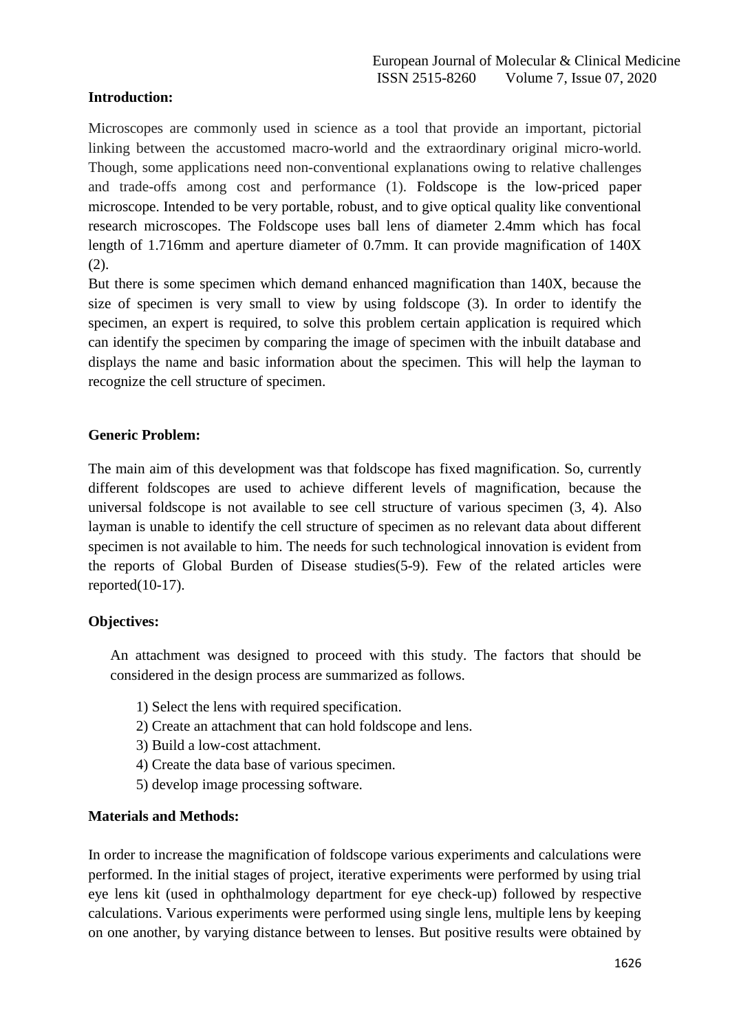## Introduction:

Microscopes are commonly used in science as a tool that provide an important, pictorial linking between the accustomed macro-world and the extraordinary original micro-world. Though, some applications need non-conventional explanations owing to relative challenges and trade-offs among cost and performance (1). Foldscope is the low-priced paper microscope. Intended to be very portable, robust, and to give optical quality like conventional research microscopes. The Foldscope uses ball lens of diameter 2.4mm which has focal length of 1.716mm and aperture diameter of 0.7mm. It can provide magnification of 140X (2).

But there is some specimen which demand enhanced magnification than 140X, because the size of specimen is very small to view by using foldscope (3). In order to identify the specimen, an expert is required, to solve this problem certain application is required which can identify the specimen by comparing the image of specimen with the inbuilt database and displays the name and basic information about the specimen. This will help the layman to recognize the cell structure of specimen.

## Generic Problem:

The main aim of this development was that foldscope has fixed magnification. So, currently different foldscopes are used to achieve different levels of magnification, because the universal foldscope is not available to see cell structure of various specimen (3, 4). Also layman is unable to identify the cell structure of specimen as no relevant data about different specimen is not available to him. The needs for such technological innovation is evident from the reports of Global Burden of Disease studies(5-9). Few of the related articles were reported(10-17).

## Objectives:

An attachment was designed to proceed with this study. The factors that should be considered in the design process are summarized as follows.

1) Select the lens with required specification.
2) Create an attachment that can hold foldscope and lens.
3) Build a low-cost attachment.
4) Create the data base of various specimen.
5) develop image processing software.

## Materials and Methods:

In order to increase the magnification of foldscope various experiments and calculations were performed. In the initial stages of project, iterative experiments were performed by using trial eye lens kit (used in ophthalmology department for eye check-up) followed by respective calculations. Various experiments were performed using single lens, multiple lens by keeping on one another, by varying distance between to lenses. But positive results were obtained by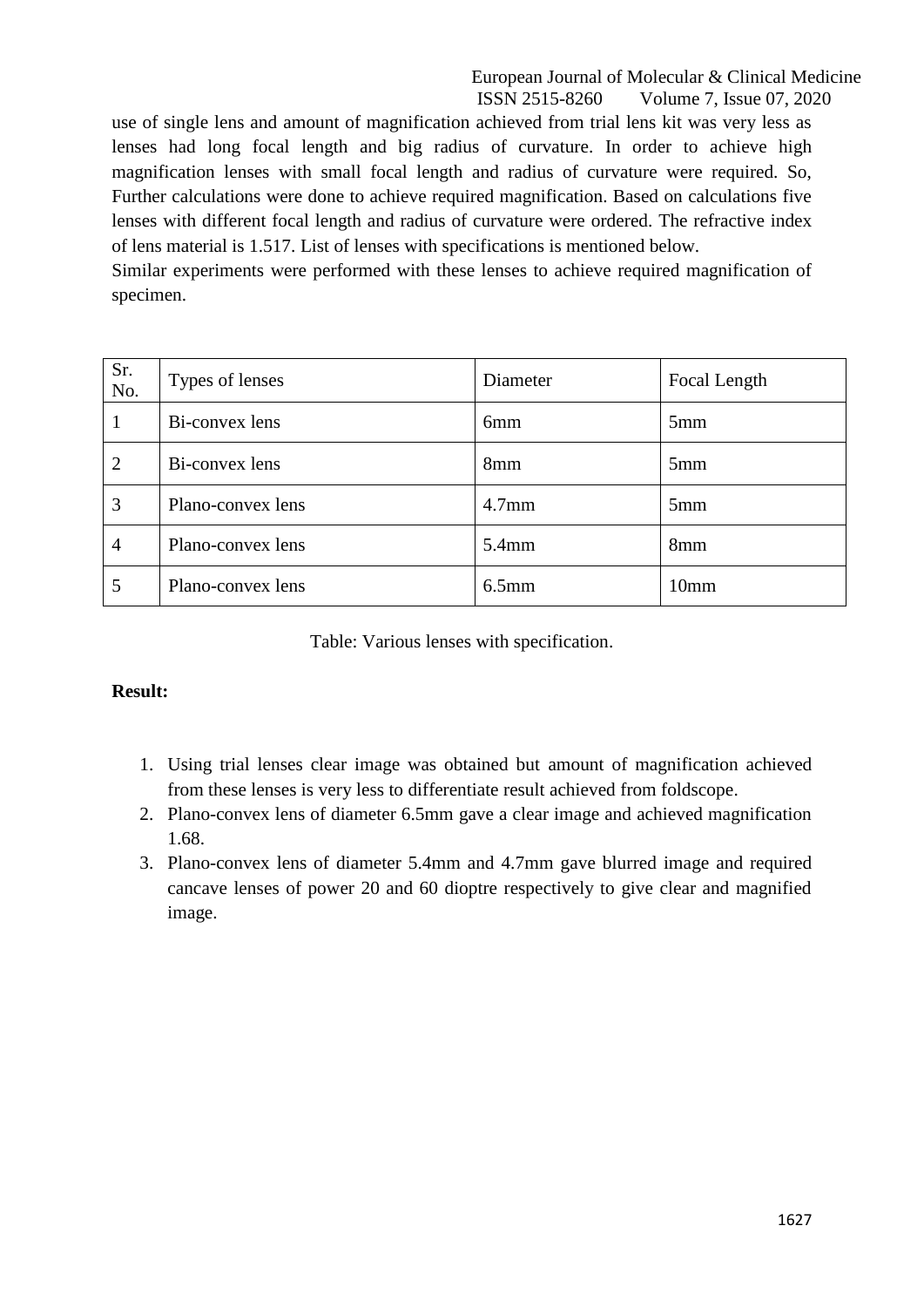use of single lens and amount of magnification achieved from trial lens kit was very less as lenses had long focal length and big radius of curvature. In order to achieve high magnification lenses with small focal length and radius of curvature were required. So, Further calculations were done to achieve required magnification. Based on calculations five lenses with different focal length and radius of curvature were ordered. The refractive index of lens material is 1.517. List of lenses with specifications is mentioned below.

Similar experiments were performed with these lenses to achieve required magnification of specimen.

| Sr. No. | Types of lenses | Diameter | Focal Length |
|---|---|---|---|
| 1 | Bi-convex lens | 6mm | 5mm |
| 2 | Bi-convex lens | 8mm | 5mm |
| 3 | Plano-convex lens | 4.7mm | 5mm |
| 4 | Plano-convex lens | 5.4mm | 8mm |
| 5 | Plano-convex lens | 6.5mm | 10mm |

Table: Various lenses with specification.

**Result:**

1. Using trial lenses clear image was obtained but amount of magnification achieved from these lenses is very less to differentiate result achieved from foldscope.
2. Plano-convex lens of diameter 6.5mm gave a clear image and achieved magnification 1.68.
3. Plano-convex lens of diameter 5.4mm and 4.7mm gave blurred image and required cancave lenses of power 20 and 60 dioptre respectively to give clear and magnified image.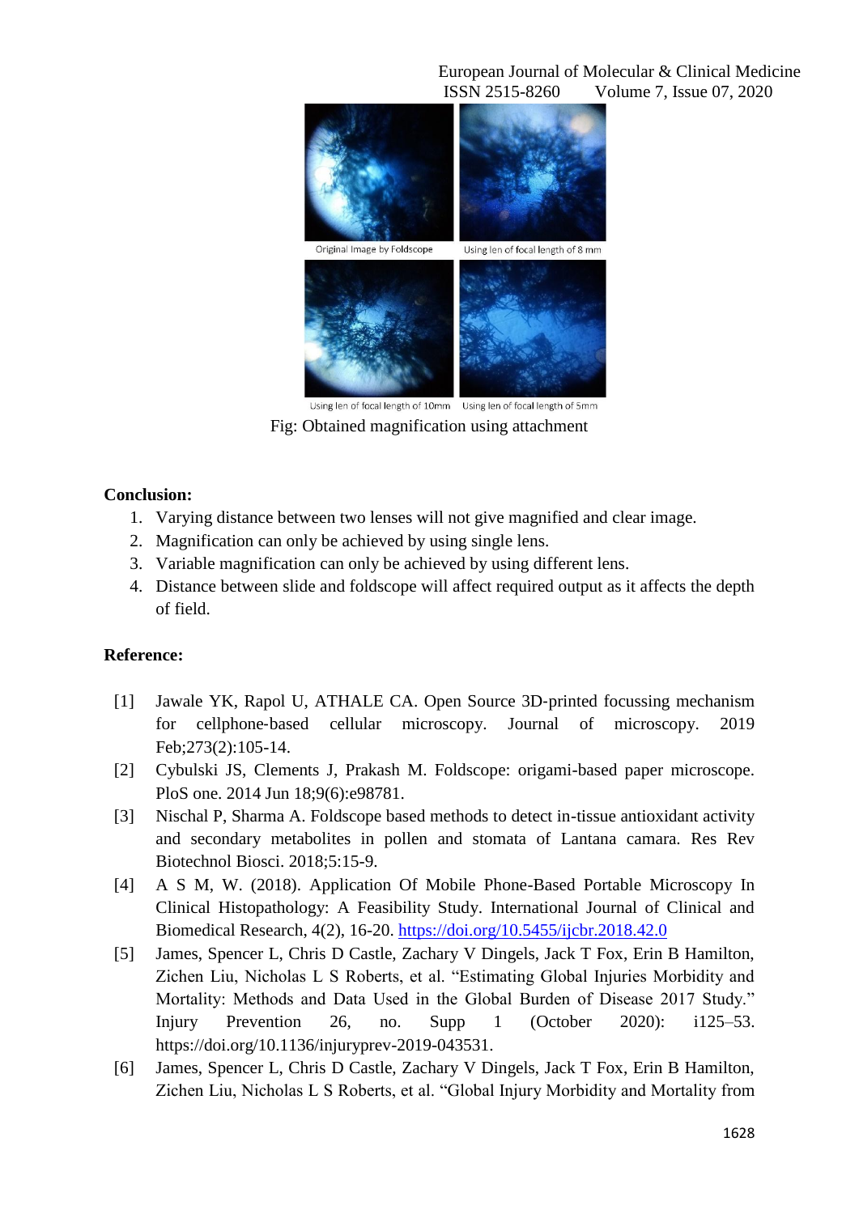Original Image by Foldscope

Using len of focal length of 8 mm

Using len of focal length of 10mm

Using len of focal length of 5mm

Fig: Obtained magnification using attachment

**Conclusion:**

1. Varying distance between two lenses will not give magnified and clear image.
2. Magnification can only be achieved by using single lens.
3. Variable magnification can only be achieved by using different lens.
4. Distance between slide and foldscope will affect required output as it affects the depth of field.

**Reference:**

[1] Jawale YK, Rapol U, ATHALE CA. Open Source 3D-printed focussing mechanism for cellphone-based cellular microscopy. Journal of microscopy. 2019 Feb;273(2):105-14.

[2] Cybulski JS, Clements J, Prakash M. Foldscope: origami-based paper microscope. PloS one. 2014 Jun 18;9(6):e98781.

[3] Nischal P, Sharma A. Foldscope based methods to detect in-tissue antioxidant activity and secondary metabolites in pollen and stomata of Lantana camara. Res Rev Biotechnol Biosci. 2018;5:15-9.

[4] A S M, W. (2018). Application Of Mobile Phone-Based Portable Microscopy In Clinical Histopathology: A Feasibility Study. International Journal of Clinical and Biomedical Research, 4(2), 16-20. https://doi.org/10.5455/ijcbr.2018.42.0

[5] James, Spencer L, Chris D Castle, Zachary V Dingels, Jack T Fox, Erin B Hamilton, Zichen Liu, Nicholas L S Roberts, et al. "Estimating Global Injuries Morbidity and Mortality: Methods and Data Used in the Global Burden of Disease 2017 Study." Injury Prevention 26, no. Supp 1 (October 2020): i125–53. https://doi.org/10.1136/injuryprev-2019-043531.

[6] James, Spencer L, Chris D Castle, Zachary V Dingels, Jack T Fox, Erin B Hamilton, Zichen Liu, Nicholas L S Roberts, et al. "Global Injury Morbidity and Mortality from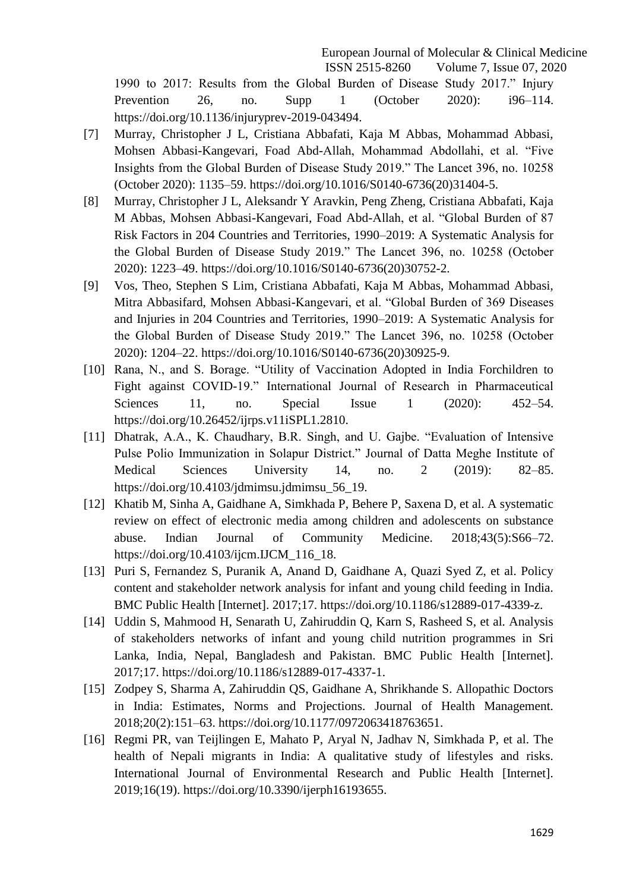1990 to 2017: Results from the Global Burden of Disease Study 2017." Injury Prevention 26, no. Supp 1 (October 2020): i96–114. https://doi.org/10.1136/injuryprev-2019-043494.

[7] Murray, Christopher J L, Cristiana Abbafati, Kaja M Abbas, Mohammad Abbasi, Mohsen Abbasi-Kangevari, Foad Abd-Allah, Mohammad Abdollahi, et al. "Five Insights from the Global Burden of Disease Study 2019." The Lancet 396, no. 10258 (October 2020): 1135–59. https://doi.org/10.1016/S0140-6736(20)31404-5.

[8] Murray, Christopher J L, Aleksandr Y Aravkin, Peng Zheng, Cristiana Abbafati, Kaja M Abbas, Mohsen Abbasi-Kangevari, Foad Abd-Allah, et al. "Global Burden of 87 Risk Factors in 204 Countries and Territories, 1990–2019: A Systematic Analysis for the Global Burden of Disease Study 2019." The Lancet 396, no. 10258 (October 2020): 1223–49. https://doi.org/10.1016/S0140-6736(20)30752-2.

[9] Vos, Theo, Stephen S Lim, Cristiana Abbafati, Kaja M Abbas, Mohammad Abbasi, Mitra Abbasifard, Mohsen Abbasi-Kangevari, et al. "Global Burden of 369 Diseases and Injuries in 204 Countries and Territories, 1990–2019: A Systematic Analysis for the Global Burden of Disease Study 2019." The Lancet 396, no. 10258 (October 2020): 1204–22. https://doi.org/10.1016/S0140-6736(20)30925-9.

[10] Rana, N., and S. Borage. "Utility of Vaccination Adopted in India Forchildren to Fight against COVID-19." International Journal of Research in Pharmaceutical Sciences 11, no. Special Issue 1 (2020): 452–54. https://doi.org/10.26452/ijrps.v11iSPL1.2810.

[11] Dhatrak, A.A., K. Chaudhary, B.R. Singh, and U. Gajbe. "Evaluation of Intensive Pulse Polio Immunization in Solapur District." Journal of Datta Meghe Institute of Medical Sciences University 14, no. 2 (2019): 82–85. https://doi.org/10.4103/jdmimsu.jdmimsu_56_19.

[12] Khatib M, Sinha A, Gaidhane A, Simkhada P, Behere P, Saxena D, et al. A systematic review on effect of electronic media among children and adolescents on substance abuse. Indian Journal of Community Medicine. 2018;43(5):S66–72. https://doi.org/10.4103/ijcm.IJCM_116_18.

[13] Puri S, Fernandez S, Puranik A, Anand D, Gaidhane A, Quazi Syed Z, et al. Policy content and stakeholder network analysis for infant and young child feeding in India. BMC Public Health [Internet]. 2017;17. https://doi.org/10.1186/s12889-017-4339-z.

[14] Uddin S, Mahmood H, Senarath U, Zahiruddin Q, Karn S, Rasheed S, et al. Analysis of stakeholders networks of infant and young child nutrition programmes in Sri Lanka, India, Nepal, Bangladesh and Pakistan. BMC Public Health [Internet]. 2017;17. https://doi.org/10.1186/s12889-017-4337-1.

[15] Zodpey S, Sharma A, Zahiruddin QS, Gaidhane A, Shrikhande S. Allopathic Doctors in India: Estimates, Norms and Projections. Journal of Health Management. 2018;20(2):151–63. https://doi.org/10.1177/0972063418763651.

[16] Regmi PR, van Teijlingen E, Mahato P, Aryal N, Jadhav N, Simkhada P, et al. The health of Nepali migrants in India: A qualitative study of lifestyles and risks. International Journal of Environmental Research and Public Health [Internet]. 2019;16(19). https://doi.org/10.3390/ijerph16193655.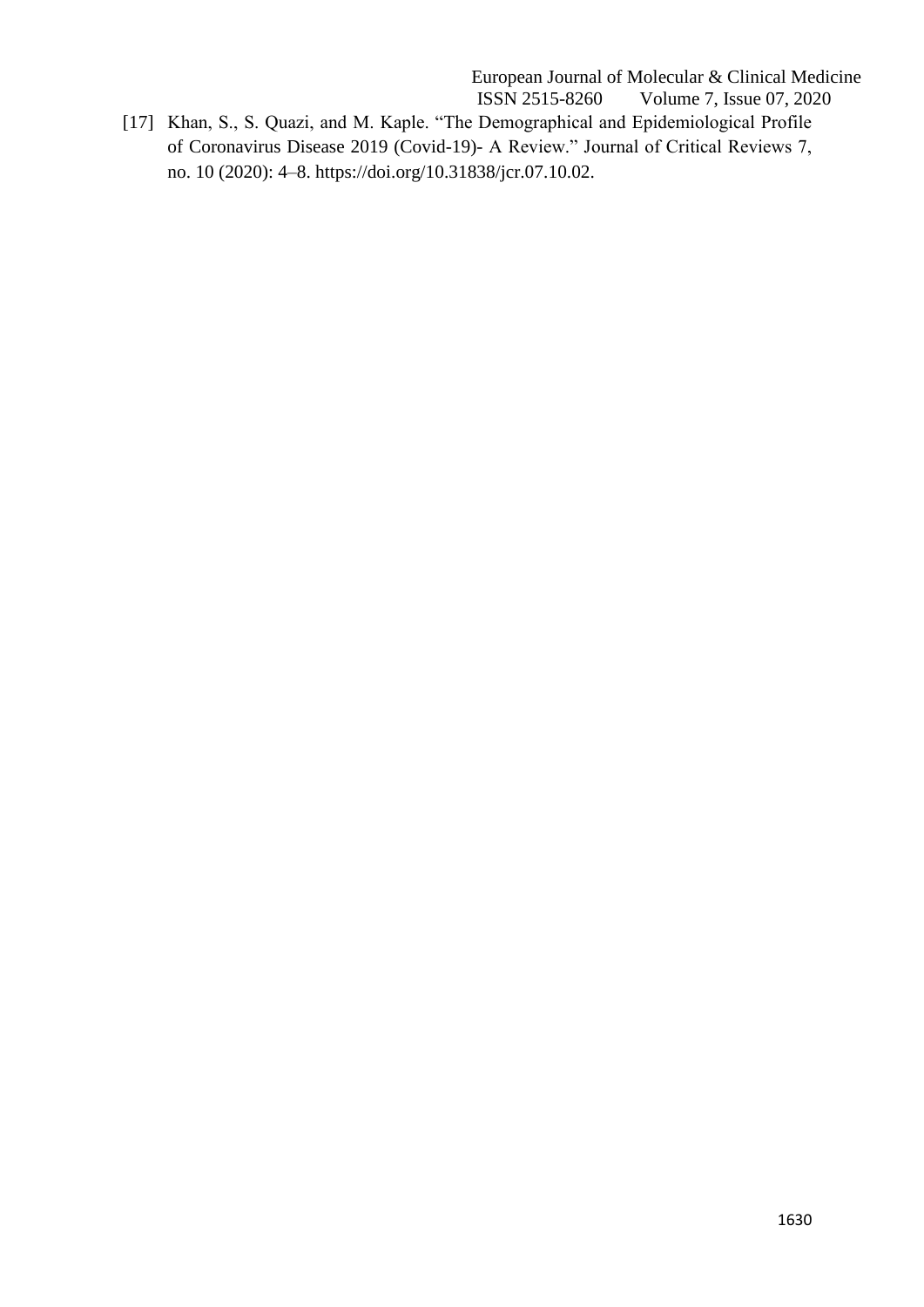[17] Khan, S., S. Quazi, and M. Kaple. “The Demographical and Epidemiological Profile of Coronavirus Disease 2019 (Covid-19)- A Review.” Journal of Critical Reviews 7, no. 10 (2020): 4–8. https://doi.org/10.31838/jcr.07.10.02.